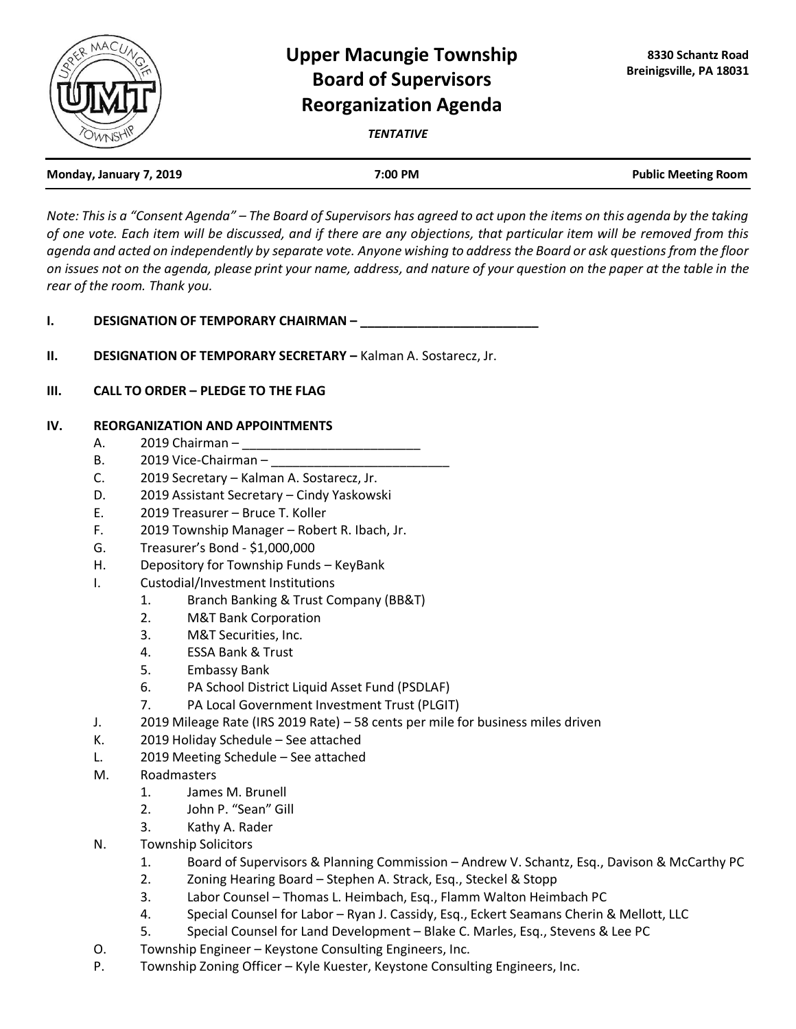# Upper Macungie Township Board of Supervisors Reorganization Agenda

8330 Schantz Road
Breinigsville, PA 18031

*TENTATIVE*

**Monday, January 7, 2019** | **7:00 PM** | **Public Meeting Room**

*Note: This is a "Consent Agenda" – The Board of Supervisors has agreed to act upon the items on this agenda by the taking of one vote. Each item will be discussed, and if there are any objections, that particular item will be removed from this agenda and acted on independently by separate vote. Anyone wishing to address the Board or ask questions from the floor on issues not on the agenda, please print your name, address, and nature of your question on the paper at the table in the rear of the room. Thank you.*

**I. DESIGNATION OF TEMPORARY CHAIRMAN –** ________________________

**II. DESIGNATION OF TEMPORARY SECRETARY –** Kalman A. Sostarecz, Jr.

**III. CALL TO ORDER – PLEDGE TO THE FLAG**

**IV. REORGANIZATION AND APPOINTMENTS**

A. 2019 Chairman – ________________________

B. 2019 Vice-Chairman – ________________________

C. 2019 Secretary – Kalman A. Sostarecz, Jr.

D. 2019 Assistant Secretary – Cindy Yaskowski

E. 2019 Treasurer – Bruce T. Koller

F. 2019 Township Manager – Robert R. Ibach, Jr.

G. Treasurer's Bond - $1,000,000

H. Depository for Township Funds – KeyBank

I. Custodial/Investment Institutions
   1. Branch Banking & Trust Company (BB&T)
   2. M&T Bank Corporation
   3. M&T Securities, Inc.
   4. ESSA Bank & Trust
   5. Embassy Bank
   6. PA School District Liquid Asset Fund (PSDLAF)
   7. PA Local Government Investment Trust (PLGIT)

J. 2019 Mileage Rate (IRS 2019 Rate) – 58 cents per mile for business miles driven

K. 2019 Holiday Schedule – See attached

L. 2019 Meeting Schedule – See attached

M. Roadmasters
   1. James M. Brunell
   2. John P. "Sean" Gill
   3. Kathy A. Rader

N. Township Solicitors
   1. Board of Supervisors & Planning Commission – Andrew V. Schantz, Esq., Davison & McCarthy PC
   2. Zoning Hearing Board – Stephen A. Strack, Esq., Steckel & Stopp
   3. Labor Counsel – Thomas L. Heimbach, Esq., Flamm Walton Heimbach PC
   4. Special Counsel for Labor – Ryan J. Cassidy, Esq., Eckert Seamans Cherin & Mellott, LLC
   5. Special Counsel for Land Development – Blake C. Marles, Esq., Stevens & Lee PC

O. Township Engineer – Keystone Consulting Engineers, Inc.

P. Township Zoning Officer – Kyle Kuester, Keystone Consulting Engineers, Inc.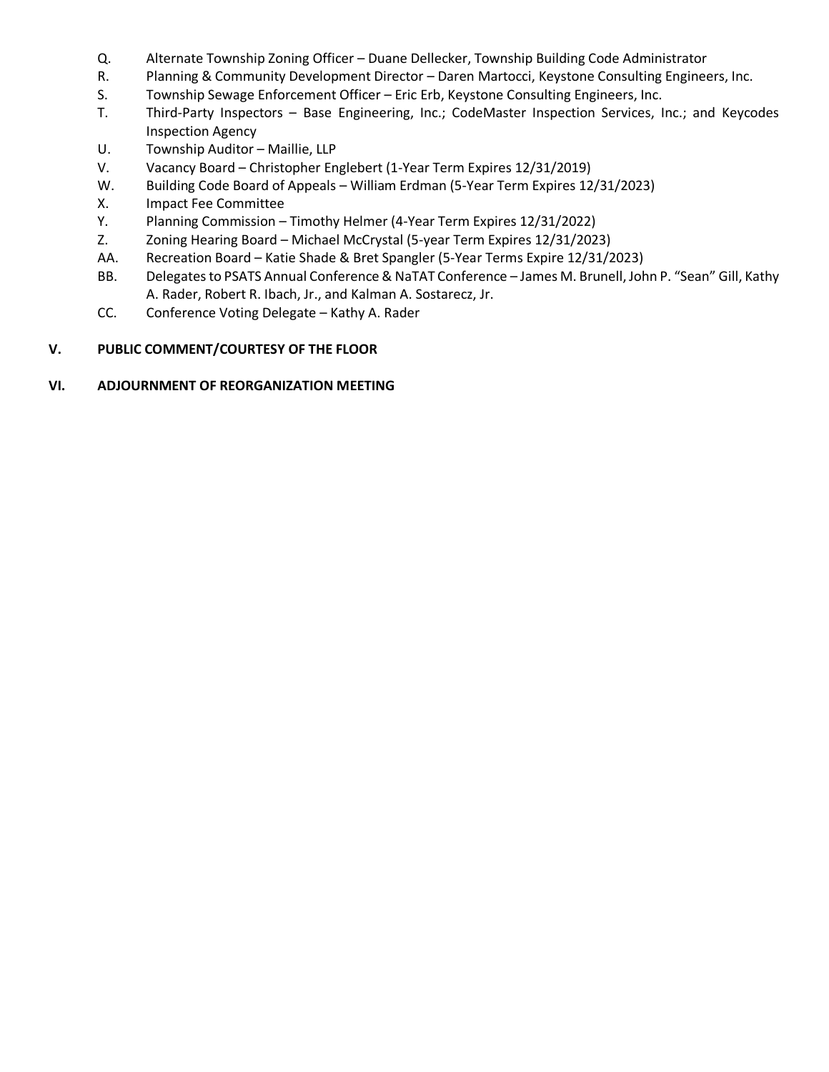Q. Alternate Township Zoning Officer – Duane Dellecker, Township Building Code Administrator

R. Planning & Community Development Director – Daren Martocci, Keystone Consulting Engineers, Inc.

S. Township Sewage Enforcement Officer – Eric Erb, Keystone Consulting Engineers, Inc.

T. Third-Party Inspectors – Base Engineering, Inc.; CodeMaster Inspection Services, Inc.; and Keycodes Inspection Agency

U. Township Auditor – Maillie, LLP

V. Vacancy Board – Christopher Englebert (1-Year Term Expires 12/31/2019)

W. Building Code Board of Appeals – William Erdman (5-Year Term Expires 12/31/2023)

X. Impact Fee Committee

Y. Planning Commission – Timothy Helmer (4-Year Term Expires 12/31/2022)

Z. Zoning Hearing Board – Michael McCrystal (5-year Term Expires 12/31/2023)

AA. Recreation Board – Katie Shade & Bret Spangler (5-Year Terms Expire 12/31/2023)

BB. Delegates to PSATS Annual Conference & NaTAT Conference – James M. Brunell, John P. "Sean" Gill, Kathy A. Rader, Robert R. Ibach, Jr., and Kalman A. Sostarecz, Jr.

CC. Conference Voting Delegate – Kathy A. Rader

**V. PUBLIC COMMENT/COURTESY OF THE FLOOR**

**VI. ADJOURNMENT OF REORGANIZATION MEETING**